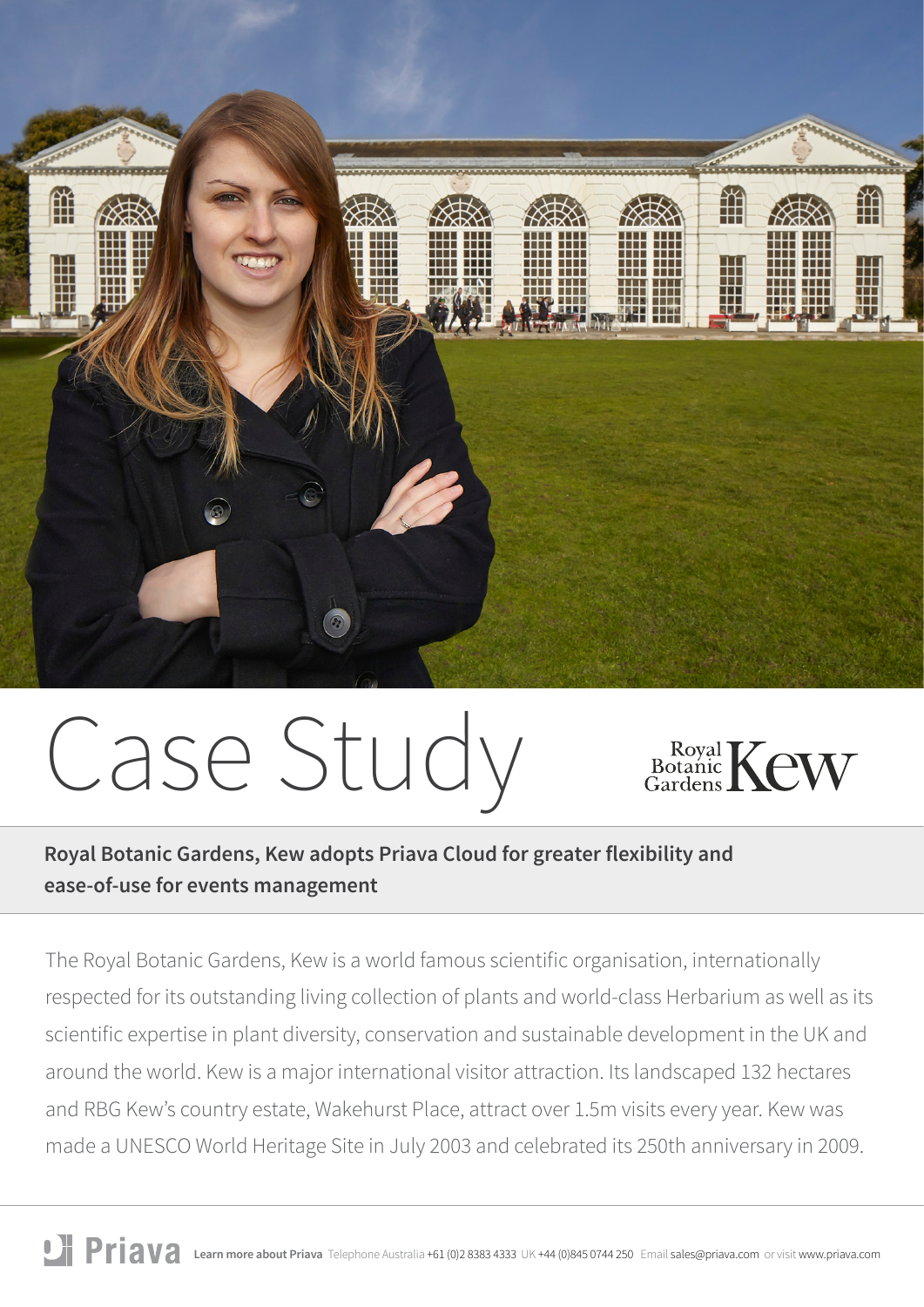# Case Study

Royal Botanic Gardens Kew

**Royal Botanic Gardens, Kew adopts Priava Cloud for greater flexibility and ease-of-use for events management**

The Royal Botanic Gardens, Kew is a world famous scientific organisation, internationally respected for its outstanding living collection of plants and world-class Herbarium as well as its scientific expertise in plant diversity, conservation and sustainable development in the UK and around the world. Kew is a major international visitor attraction. Its landscaped 132 hectares and RBG Kew's country estate, Wakehurst Place, attract over 1.5m visits every year. Kew was made a UNESCO World Heritage Site in July 2003 and celebrated its 250th anniversary in 2009.

Priava **Learn more about Priava** Telephone Australia +61 (0)2 8383 4333 UK +44 (0)845 0744 250 Email sales@priava.com or visit www.priava.com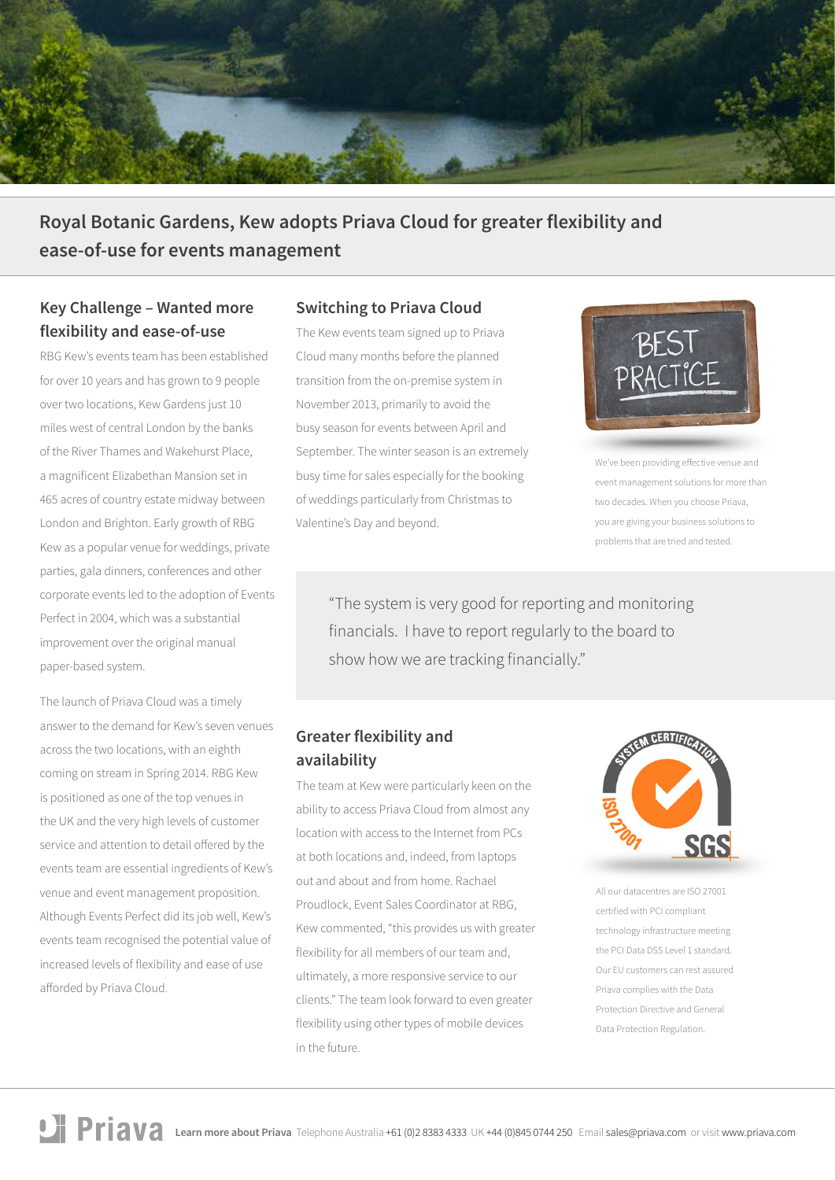# Royal Botanic Gardens, Kew adopts Priava Cloud for greater flexibility and ease-of-use for events management

## Key Challenge – Wanted more flexibility and ease-of-use

RBG Kew's events team has been established for over 10 years and has grown to 9 people over two locations, Kew Gardens just 10 miles west of central London by the banks of the River Thames and Wakehurst Place, a magnificent Elizabethan Mansion set in 465 acres of country estate midway between London and Brighton. Early growth of RBG Kew as a popular venue for weddings, private parties, gala dinners, conferences and other corporate events led to the adoption of Events Perfect in 2004, which was a substantial improvement over the original manual paper-based system.

The launch of Priava Cloud was a timely answer to the demand for Kew's seven venues across the two locations, with an eighth coming on stream in Spring 2014. RBG Kew is positioned as one of the top venues in the UK and the very high levels of customer service and attention to detail offered by the events team are essential ingredients of Kew's venue and event management proposition. Although Events Perfect did its job well, Kew's events team recognised the potential value of increased levels of flexibility and ease of use afforded by Priava Cloud.

## Switching to Priava Cloud

The Kew events team signed up to Priava Cloud many months before the planned transition from the on-premise system in November 2013, primarily to avoid the busy season for events between April and September. The winter season is an extremely busy time for sales especially for the booking of weddings particularly from Christmas to Valentine's Day and beyond.

BEST PRACTICE

We've been providing effective venue and event management solutions for more than two decades. When you choose Priava, you are giving your business solutions to problems that are tried and tested.

> "The system is very good for reporting and monitoring financials. I have to report regularly to the board to show how we are tracking financially."

## Greater flexibility and availability

The team at Kew were particularly keen on the ability to access Priava Cloud from almost any location with access to the Internet from PCs at both locations and, indeed, from laptops out and about and from home. Rachael Proudlock, Event Sales Coordinator at RBG, Kew commented, "this provides us with greater flexibility for all members of our team and, ultimately, a more responsive service to our clients." The team look forward to even greater flexibility using other types of mobile devices in the future.

SYSTEM CERTIFICATION ISO 27001 SGS

All our datacentres are ISO 27001 certified with PCI compliant technology infrastructure meeting the PCI Data DSS Level 1 standard. Our EU customers can rest assured Priava complies with the Data Protection Directive and General Data Protection Regulation.

Priava **Learn more about Priava** Telephone Australia +61 (0)2 8383 4333 UK +44 (0)845 0744 250 Email sales@priava.com or visit www.priava.com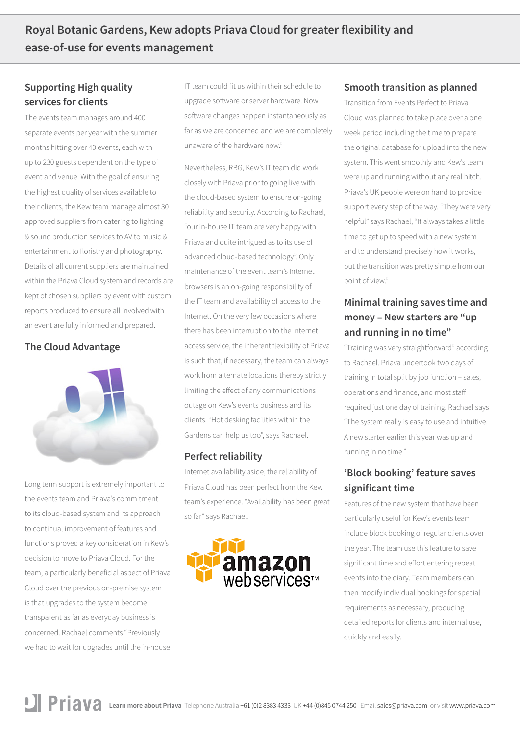## Royal Botanic Gardens, Kew adopts Priava Cloud for greater flexibility and ease-of-use for events management

### Supporting High quality services for clients

The events team manages around 400 separate events per year with the summer months hitting over 40 events, each with up to 230 guests dependent on the type of event and venue. With the goal of ensuring the highest quality of services available to their clients, the Kew team manage almost 30 approved suppliers from catering to lighting & sound production services to AV to music & entertainment to floristry and photography. Details of all current suppliers are maintained within the Priava Cloud system and records are kept of chosen suppliers by event with custom reports produced to ensure all involved with an event are fully informed and prepared.

### The Cloud Advantage

Long term support is extremely important to the events team and Priava's commitment to its cloud-based system and its approach to continual improvement of features and functions proved a key consideration in Kew's decision to move to Priava Cloud. For the team, a particularly beneficial aspect of Priava Cloud over the previous on-premise system is that upgrades to the system become transparent as far as everyday business is concerned. Rachael comments "Previously we had to wait for upgrades until the in-house IT team could fit us within their schedule to upgrade software or server hardware. Now software changes happen instantaneously as far as we are concerned and we are completely unaware of the hardware now."

Nevertheless, RBG, Kew's IT team did work closely with Priava prior to going live with the cloud-based system to ensure on-going reliability and security. According to Rachael, "our in-house IT team are very happy with Priava and quite intrigued as to its use of advanced cloud-based technology". Only maintenance of the event team's Internet browsers is an on-going responsibility of the IT team and availability of access to the Internet. On the very few occasions where there has been interruption to the Internet access service, the inherent flexibility of Priava is such that, if necessary, the team can always work from alternate locations thereby strictly limiting the effect of any communications outage on Kew's events business and its clients. "Hot desking facilities within the Gardens can help us too", says Rachael.

### Perfect reliability

Internet availability aside, the reliability of Priava Cloud has been perfect from the Kew team's experience. "Availability has been great so far" says Rachael.

### Smooth transition as planned

Transition from Events Perfect to Priava Cloud was planned to take place over a one week period including the time to prepare the original database for upload into the new system. This went smoothly and Kew's team were up and running without any real hitch. Priava's UK people were on hand to provide support every step of the way. "They were very helpful" says Rachael, "It always takes a little time to get up to speed with a new system and to understand precisely how it works, but the transition was pretty simple from our point of view."

### Minimal training saves time and money – New starters are "up and running in no time"

"Training was very straightforward" according to Rachael. Priava undertook two days of training in total split by job function – sales, operations and finance, and most staff required just one day of training. Rachael says "The system really is easy to use and intuitive. A new starter earlier this year was up and running in no time."

### 'Block booking' feature saves significant time

Features of the new system that have been particularly useful for Kew's events team include block booking of regular clients over the year. The team use this feature to save significant time and effort entering repeat events into the diary. Team members can then modify individual bookings for special requirements as necessary, producing detailed reports for clients and internal use, quickly and easily.

**Learn more about Priava** Telephone Australia +61 (0)2 8383 4333 UK +44 (0)845 0744 250 Email sales@priava.com or visit www.priava.com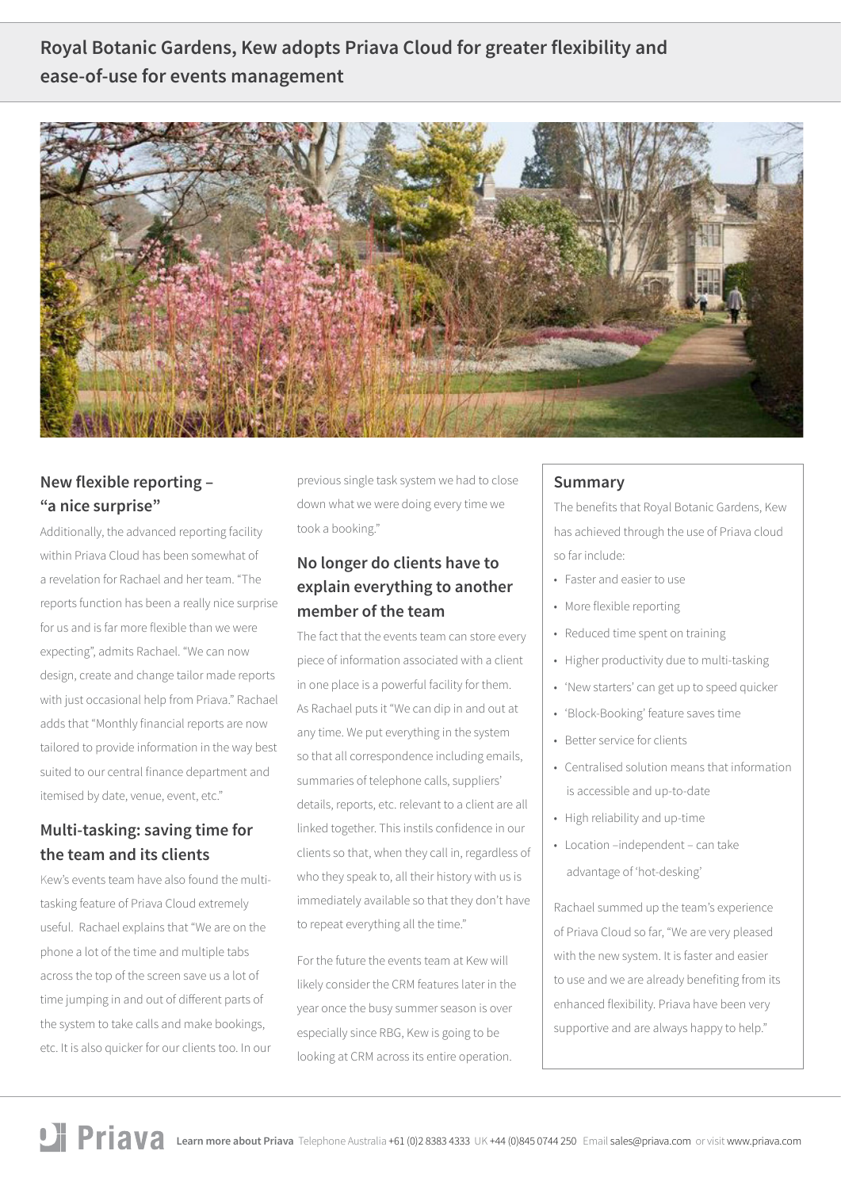# Royal Botanic Gardens, Kew adopts Priava Cloud for greater flexibility and ease-of-use for events management

## New flexible reporting – "a nice surprise"

Additionally, the advanced reporting facility within Priava Cloud has been somewhat of a revelation for Rachael and her team. "The reports function has been a really nice surprise for us and is far more flexible than we were expecting", admits Rachael. "We can now design, create and change tailor made reports with just occasional help from Priava." Rachael adds that "Monthly financial reports are now tailored to provide information in the way best suited to our central finance department and itemised by date, venue, event, etc."

## Multi-tasking: saving time for the team and its clients

Kew's events team have also found the multi-tasking feature of Priava Cloud extremely useful. Rachael explains that "We are on the phone a lot of the time and multiple tabs across the top of the screen save us a lot of time jumping in and out of different parts of the system to take calls and make bookings, etc. It is also quicker for our clients too. In our previous single task system we had to close down what we were doing every time we took a booking."

## No longer do clients have to explain everything to another member of the team

The fact that the events team can store every piece of information associated with a client in one place is a powerful facility for them. As Rachael puts it "We can dip in and out at any time. We put everything in the system so that all correspondence including emails, summaries of telephone calls, suppliers' details, reports, etc. relevant to a client are all linked together. This instils confidence in our clients so that, when they call in, regardless of who they speak to, all their history with us is immediately available so that they don't have to repeat everything all the time."

For the future the events team at Kew will likely consider the CRM features later in the year once the busy summer season is over especially since RBG, Kew is going to be looking at CRM across its entire operation.

## Summary

The benefits that Royal Botanic Gardens, Kew has achieved through the use of Priava cloud so far include:

- Faster and easier to use
- More flexible reporting
- Reduced time spent on training
- Higher productivity due to multi-tasking
- 'New starters' can get up to speed quicker
- 'Block-Booking' feature saves time
- Better service for clients
- Centralised solution means that information is accessible and up-to-date
- High reliability and up-time
- Location –independent – can take advantage of 'hot-desking'

Rachael summed up the team's experience of Priava Cloud so far, "We are very pleased with the new system. It is faster and easier to use and we are already benefiting from its enhanced flexibility. Priava have been very supportive and are always happy to help."

Priava **Learn more about Priava** Telephone Australia +61 (0)2 8383 4333 UK +44 (0)845 0744 250 Email sales@priava.com or visit www.priava.com